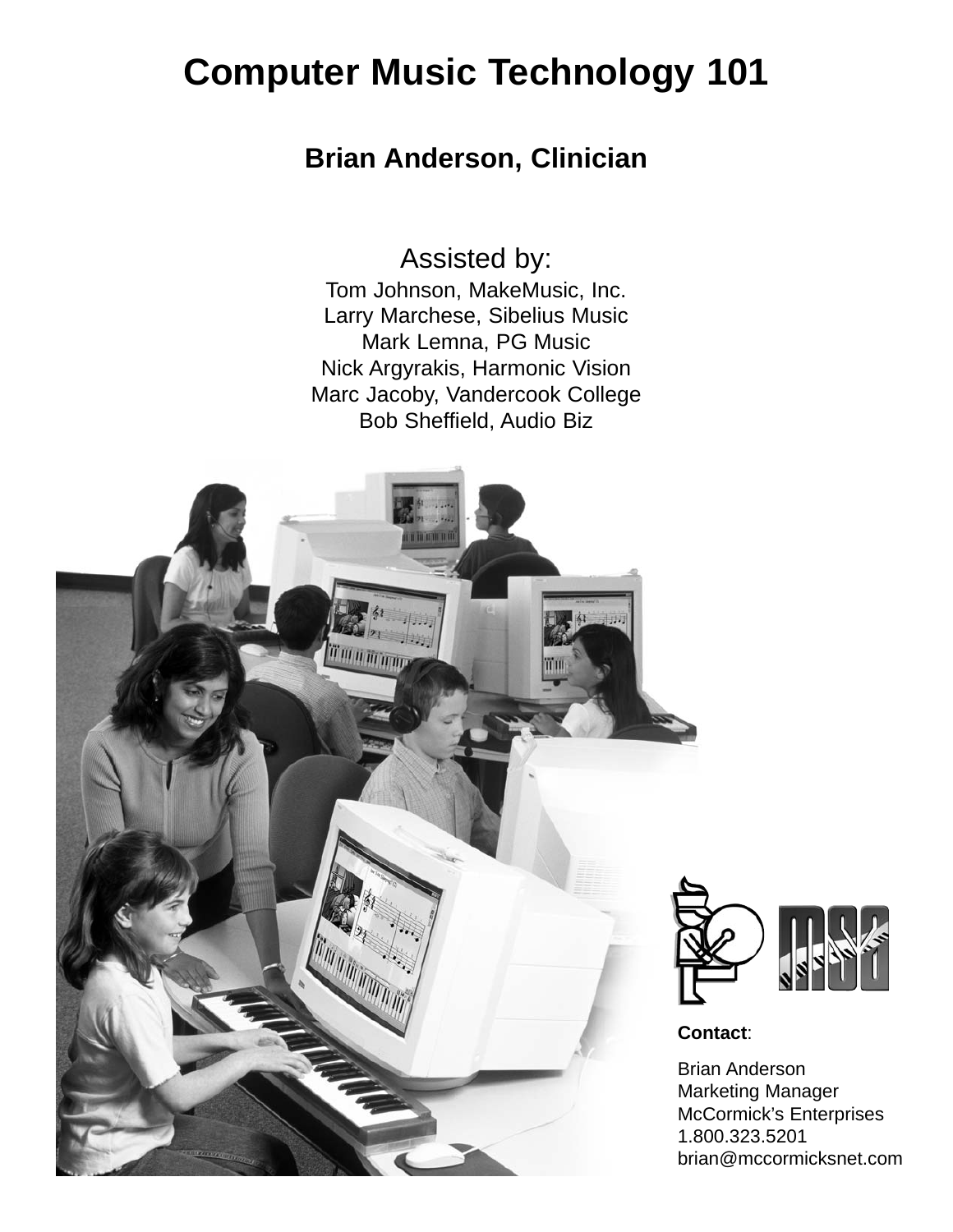# Computer Music Technology 101

## Brian Anderson, Clinician

Assisted by:

Tom Johnson, MakeMusic, Inc.
Larry Marchese, Sibelius Music
Mark Lemna, PG Music
Nick Argyrakis, Harmonic Vision
Marc Jacoby, Vandercook College
Bob Sheffield, Audio Biz

**Contact**:

Brian Anderson
Marketing Manager
McCormick's Enterprises
1.800.323.5201
brian@mccormicksnet.com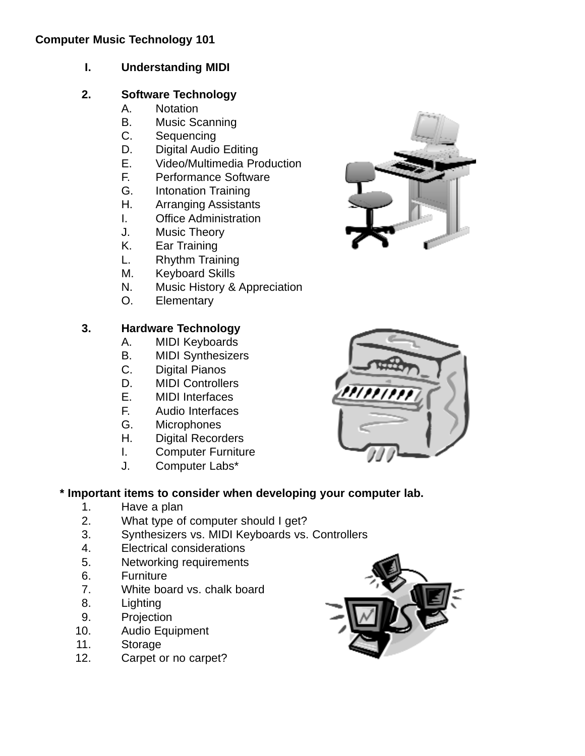**Computer Music Technology 101**

I. **Understanding MIDI**

2. **Software Technology**
   - A. Notation
   - B. Music Scanning
   - C. Sequencing
   - D. Digital Audio Editing
   - E. Video/Multimedia Production
   - F. Performance Software
   - G. Intonation Training
   - H. Arranging Assistants
   - I. Office Administration
   - J. Music Theory
   - K. Ear Training
   - L. Rhythm Training
   - M. Keyboard Skills
   - N. Music History & Appreciation
   - O. Elementary

3. **Hardware Technology**
   - A. MIDI Keyboards
   - B. MIDI Synthesizers
   - C. Digital Pianos
   - D. MIDI Controllers
   - E. MIDI Interfaces
   - F. Audio Interfaces
   - G. Microphones
   - H. Digital Recorders
   - I. Computer Furniture
   - J. Computer Labs*

**\* Important items to consider when developing your computer lab.**

1. Have a plan
2. What type of computer should I get?
3. Synthesizers vs. MIDI Keyboards vs. Controllers
4. Electrical considerations
5. Networking requirements
6. Furniture
7. White board vs. chalk board
8. Lighting
9. Projection
10. Audio Equipment
11. Storage
12. Carpet or no carpet?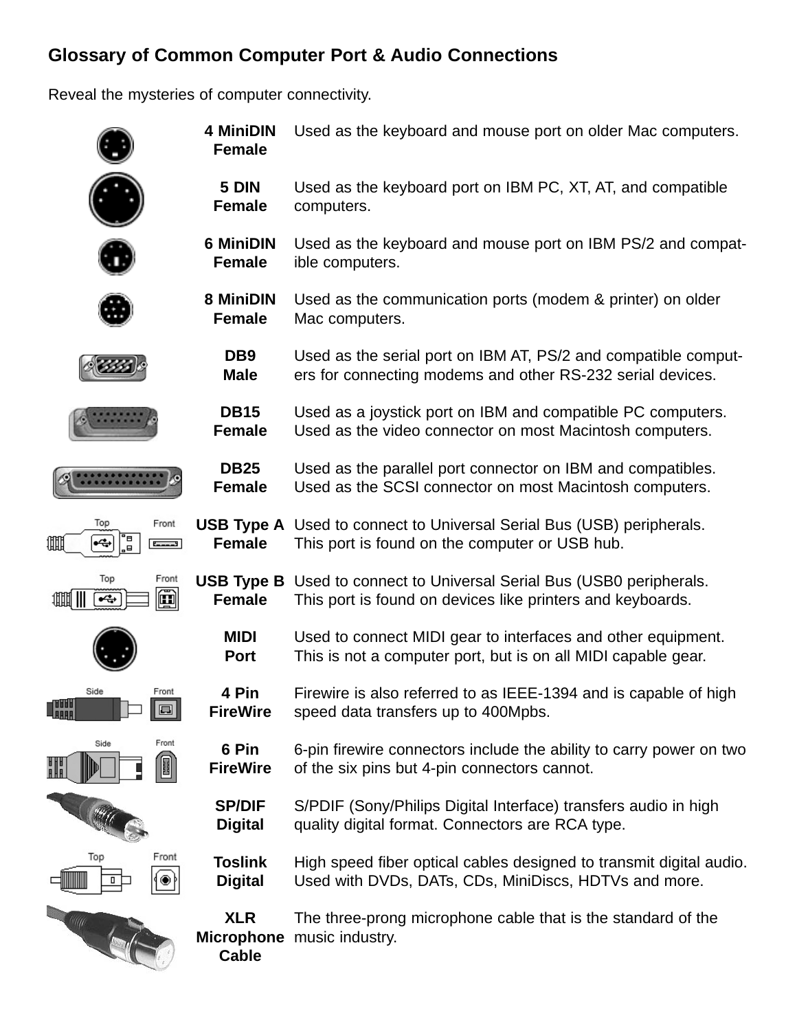## Glossary of Common Computer Port & Audio Connections

Reveal the mysteries of computer connectivity.

| | |
|---|---|
| **4 MiniDIN Female** | Used as the keyboard and mouse port on older Mac computers. |
| **5 DIN Female** | Used as the keyboard port on IBM PC, XT, AT, and compatible computers. |
| **6 MiniDIN Female** | Used as the keyboard and mouse port on IBM PS/2 and compatible computers. |
| **8 MiniDIN Female** | Used as the communication ports (modem & printer) on older Mac computers. |
| **DB9 Male** | Used as the serial port on IBM AT, PS/2 and compatible computers for connecting modems and other RS-232 serial devices. |
| **DB15 Female** | Used as a joystick port on IBM and compatible PC computers. Used as the video connector on most Macintosh computers. |
| **DB25 Female** | Used as the parallel port connector on IBM and compatibles. Used as the SCSI connector on most Macintosh computers. |
| **USB Type A Female** | Used to connect to Universal Serial Bus (USB) peripherals. This port is found on the computer or USB hub. |
| **USB Type B Female** | Used to connect to Universal Serial Bus (USB0 peripherals. This port is found on devices like printers and keyboards. |
| **MIDI Port** | Used to connect MIDI gear to interfaces and other equipment. This is not a computer port, but is on all MIDI capable gear. |
| **4 Pin FireWire** | Firewire is also referred to as IEEE-1394 and is capable of high speed data transfers up to 400Mpbs. |
| **6 Pin FireWire** | 6-pin firewire connectors include the ability to carry power on two of the six pins but 4-pin connectors cannot. |
| **SP/DIF Digital** | S/PDIF (Sony/Philips Digital Interface) transfers audio in high quality digital format. Connectors are RCA type. |
| **Toslink Digital** | High speed fiber optical cables designed to transmit digital audio. Used with DVDs, DATs, CDs, MiniDiscs, HDTVs and more. |
| **XLR Microphone Cable** | The three-prong microphone cable that is the standard of the music industry. |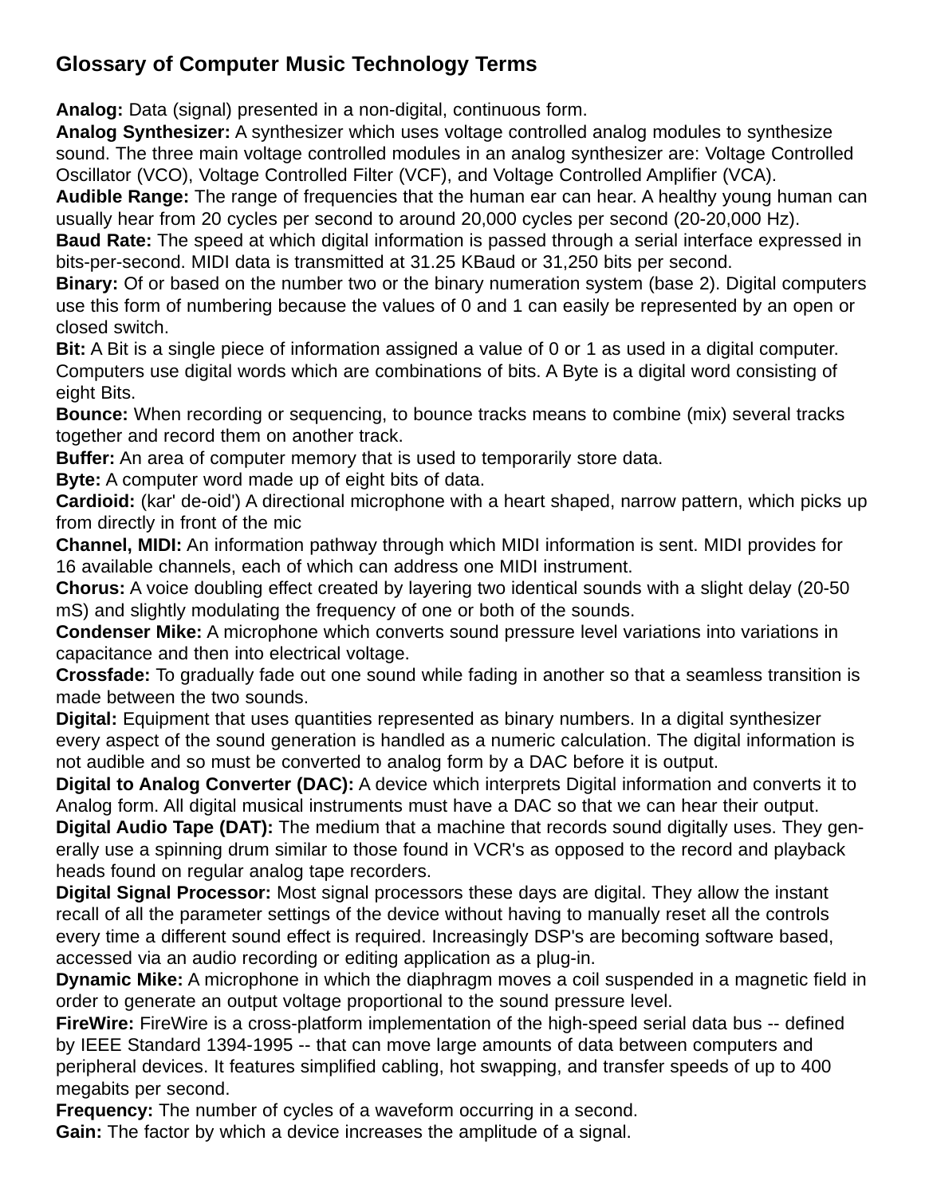## Glossary of Computer Music Technology Terms

**Analog:** Data (signal) presented in a non-digital, continuous form.
**Analog Synthesizer:** A synthesizer which uses voltage controlled analog modules to synthesize sound. The three main voltage controlled modules in an analog synthesizer are: Voltage Controlled Oscillator (VCO), Voltage Controlled Filter (VCF), and Voltage Controlled Amplifier (VCA).
**Audible Range:** The range of frequencies that the human ear can hear. A healthy young human can usually hear from 20 cycles per second to around 20,000 cycles per second (20-20,000 Hz).
**Baud Rate:** The speed at which digital information is passed through a serial interface expressed in bits-per-second. MIDI data is transmitted at 31.25 KBaud or 31,250 bits per second.
**Binary:** Of or based on the number two or the binary numeration system (base 2). Digital computers use this form of numbering because the values of 0 and 1 can easily be represented by an open or closed switch.
**Bit:** A Bit is a single piece of information assigned a value of 0 or 1 as used in a digital computer. Computers use digital words which are combinations of bits. A Byte is a digital word consisting of eight Bits.
**Bounce:** When recording or sequencing, to bounce tracks means to combine (mix) several tracks together and record them on another track.
**Buffer:** An area of computer memory that is used to temporarily store data.
**Byte:** A computer word made up of eight bits of data.
**Cardioid:** (kar' de-oid') A directional microphone with a heart shaped, narrow pattern, which picks up from directly in front of the mic
**Channel, MIDI:** An information pathway through which MIDI information is sent. MIDI provides for 16 available channels, each of which can address one MIDI instrument.
**Chorus:** A voice doubling effect created by layering two identical sounds with a slight delay (20-50 mS) and slightly modulating the frequency of one or both of the sounds.
**Condenser Mike:** A microphone which converts sound pressure level variations into variations in capacitance and then into electrical voltage.
**Crossfade:** To gradually fade out one sound while fading in another so that a seamless transition is made between the two sounds.
**Digital:** Equipment that uses quantities represented as binary numbers. In a digital synthesizer every aspect of the sound generation is handled as a numeric calculation. The digital information is not audible and so must be converted to analog form by a DAC before it is output.
**Digital to Analog Converter (DAC):** A device which interprets Digital information and converts it to Analog form. All digital musical instruments must have a DAC so that we can hear their output.
**Digital Audio Tape (DAT):** The medium that a machine that records sound digitally uses. They generally use a spinning drum similar to those found in VCR's as opposed to the record and playback heads found on regular analog tape recorders.
**Digital Signal Processor:** Most signal processors these days are digital. They allow the instant recall of all the parameter settings of the device without having to manually reset all the controls every time a different sound effect is required. Increasingly DSP's are becoming software based, accessed via an audio recording or editing application as a plug-in.
**Dynamic Mike:** A microphone in which the diaphragm moves a coil suspended in a magnetic field in order to generate an output voltage proportional to the sound pressure level.
**FireWire:** FireWire is a cross-platform implementation of the high-speed serial data bus -- defined by IEEE Standard 1394-1995 -- that can move large amounts of data between computers and peripheral devices. It features simplified cabling, hot swapping, and transfer speeds of up to 400 megabits per second.
**Frequency:** The number of cycles of a waveform occurring in a second.
**Gain:** The factor by which a device increases the amplitude of a signal.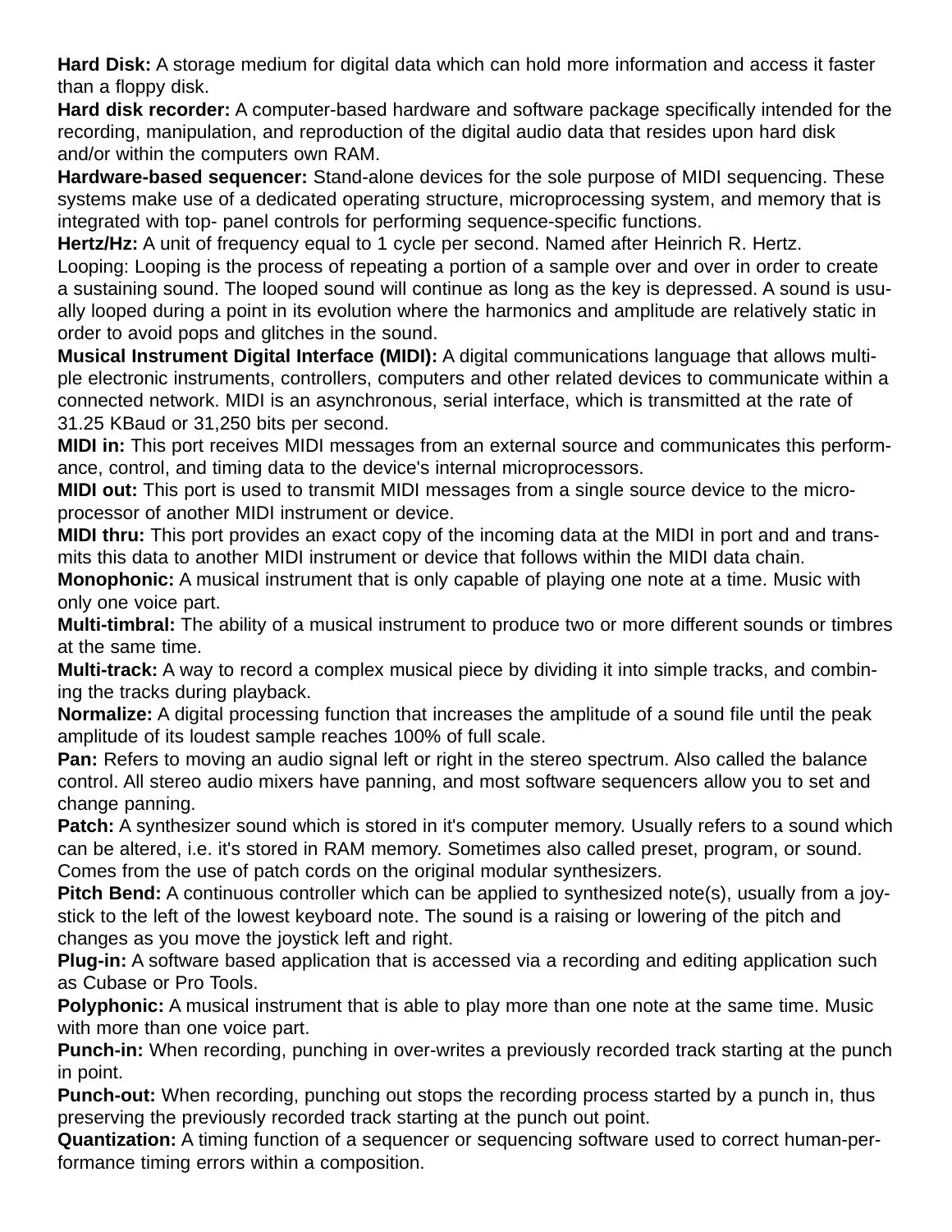**Hard Disk:** A storage medium for digital data which can hold more information and access it faster than a floppy disk.

**Hard disk recorder:** A computer-based hardware and software package specifically intended for the recording, manipulation, and reproduction of the digital audio data that resides upon hard disk and/or within the computers own RAM.

**Hardware-based sequencer:** Stand-alone devices for the sole purpose of MIDI sequencing. These systems make use of a dedicated operating structure, microprocessing system, and memory that is integrated with top- panel controls for performing sequence-specific functions.

**Hertz/Hz:** A unit of frequency equal to 1 cycle per second. Named after Heinrich R. Hertz.

Looping: Looping is the process of repeating a portion of a sample over and over in order to create a sustaining sound. The looped sound will continue as long as the key is depressed. A sound is usually looped during a point in its evolution where the harmonics and amplitude are relatively static in order to avoid pops and glitches in the sound.

**Musical Instrument Digital Interface (MIDI):** A digital communications language that allows multiple electronic instruments, controllers, computers and other related devices to communicate within a connected network. MIDI is an asynchronous, serial interface, which is transmitted at the rate of 31.25 KBaud or 31,250 bits per second.

**MIDI in:** This port receives MIDI messages from an external source and communicates this performance, control, and timing data to the device's internal microprocessors.

**MIDI out:** This port is used to transmit MIDI messages from a single source device to the microprocessor of another MIDI instrument or device.

**MIDI thru:** This port provides an exact copy of the incoming data at the MIDI in port and and transmits this data to another MIDI instrument or device that follows within the MIDI data chain.

**Monophonic:** A musical instrument that is only capable of playing one note at a time. Music with only one voice part.

**Multi-timbral:** The ability of a musical instrument to produce two or more different sounds or timbres at the same time.

**Multi-track:** A way to record a complex musical piece by dividing it into simple tracks, and combining the tracks during playback.

**Normalize:** A digital processing function that increases the amplitude of a sound file until the peak amplitude of its loudest sample reaches 100% of full scale.

**Pan:** Refers to moving an audio signal left or right in the stereo spectrum. Also called the balance control. All stereo audio mixers have panning, and most software sequencers allow you to set and change panning.

**Patch:** A synthesizer sound which is stored in it's computer memory. Usually refers to a sound which can be altered, i.e. it's stored in RAM memory. Sometimes also called preset, program, or sound. Comes from the use of patch cords on the original modular synthesizers.

**Pitch Bend:** A continuous controller which can be applied to synthesized note(s), usually from a joystick to the left of the lowest keyboard note. The sound is a raising or lowering of the pitch and changes as you move the joystick left and right.

**Plug-in:** A software based application that is accessed via a recording and editing application such as Cubase or Pro Tools.

**Polyphonic:** A musical instrument that is able to play more than one note at the same time. Music with more than one voice part.

**Punch-in:** When recording, punching in over-writes a previously recorded track starting at the punch in point.

**Punch-out:** When recording, punching out stops the recording process started by a punch in, thus preserving the previously recorded track starting at the punch out point.

**Quantization:** A timing function of a sequencer or sequencing software used to correct human-performance timing errors within a composition.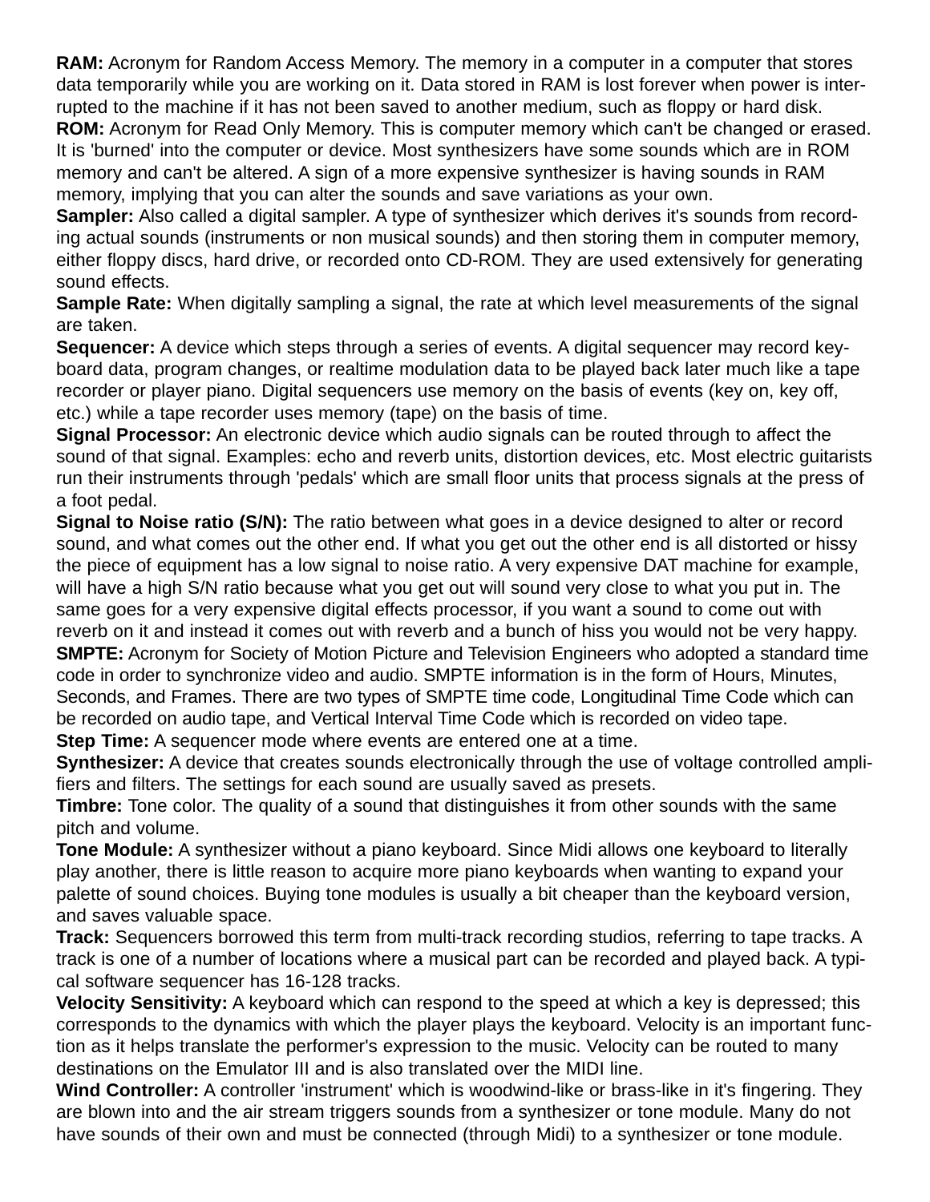**RAM:** Acronym for Random Access Memory. The memory in a computer in a computer that stores data temporarily while you are working on it. Data stored in RAM is lost forever when power is interrupted to the machine if it has not been saved to another medium, such as floppy or hard disk.

**ROM:** Acronym for Read Only Memory. This is computer memory which can't be changed or erased. It is 'burned' into the computer or device. Most synthesizers have some sounds which are in ROM memory and can't be altered. A sign of a more expensive synthesizer is having sounds in RAM memory, implying that you can alter the sounds and save variations as your own.

**Sampler:** Also called a digital sampler. A type of synthesizer which derives it's sounds from recording actual sounds (instruments or non musical sounds) and then storing them in computer memory, either floppy discs, hard drive, or recorded onto CD-ROM. They are used extensively for generating sound effects.

**Sample Rate:** When digitally sampling a signal, the rate at which level measurements of the signal are taken.

**Sequencer:** A device which steps through a series of events. A digital sequencer may record keyboard data, program changes, or realtime modulation data to be played back later much like a tape recorder or player piano. Digital sequencers use memory on the basis of events (key on, key off, etc.) while a tape recorder uses memory (tape) on the basis of time.

**Signal Processor:** An electronic device which audio signals can be routed through to affect the sound of that signal. Examples: echo and reverb units, distortion devices, etc. Most electric guitarists run their instruments through 'pedals' which are small floor units that process signals at the press of a foot pedal.

**Signal to Noise ratio (S/N):** The ratio between what goes in a device designed to alter or record sound, and what comes out the other end. If what you get out the other end is all distorted or hissy the piece of equipment has a low signal to noise ratio. A very expensive DAT machine for example, will have a high S/N ratio because what you get out will sound very close to what you put in. The same goes for a very expensive digital effects processor, if you want a sound to come out with reverb on it and instead it comes out with reverb and a bunch of hiss you would not be very happy.

**SMPTE:** Acronym for Society of Motion Picture and Television Engineers who adopted a standard time code in order to synchronize video and audio. SMPTE information is in the form of Hours, Minutes, Seconds, and Frames. There are two types of SMPTE time code, Longitudinal Time Code which can be recorded on audio tape, and Vertical Interval Time Code which is recorded on video tape.

**Step Time:** A sequencer mode where events are entered one at a time.

**Synthesizer:** A device that creates sounds electronically through the use of voltage controlled amplifiers and filters. The settings for each sound are usually saved as presets.

**Timbre:** Tone color. The quality of a sound that distinguishes it from other sounds with the same pitch and volume.

**Tone Module:** A synthesizer without a piano keyboard. Since Midi allows one keyboard to literally play another, there is little reason to acquire more piano keyboards when wanting to expand your palette of sound choices. Buying tone modules is usually a bit cheaper than the keyboard version, and saves valuable space.

**Track:** Sequencers borrowed this term from multi-track recording studios, referring to tape tracks. A track is one of a number of locations where a musical part can be recorded and played back. A typical software sequencer has 16-128 tracks.

**Velocity Sensitivity:** A keyboard which can respond to the speed at which a key is depressed; this corresponds to the dynamics with which the player plays the keyboard. Velocity is an important function as it helps translate the performer's expression to the music. Velocity can be routed to many destinations on the Emulator III and is also translated over the MIDI line.

**Wind Controller:** A controller 'instrument' which is woodwind-like or brass-like in it's fingering. They are blown into and the air stream triggers sounds from a synthesizer or tone module. Many do not have sounds of their own and must be connected (through Midi) to a synthesizer or tone module.